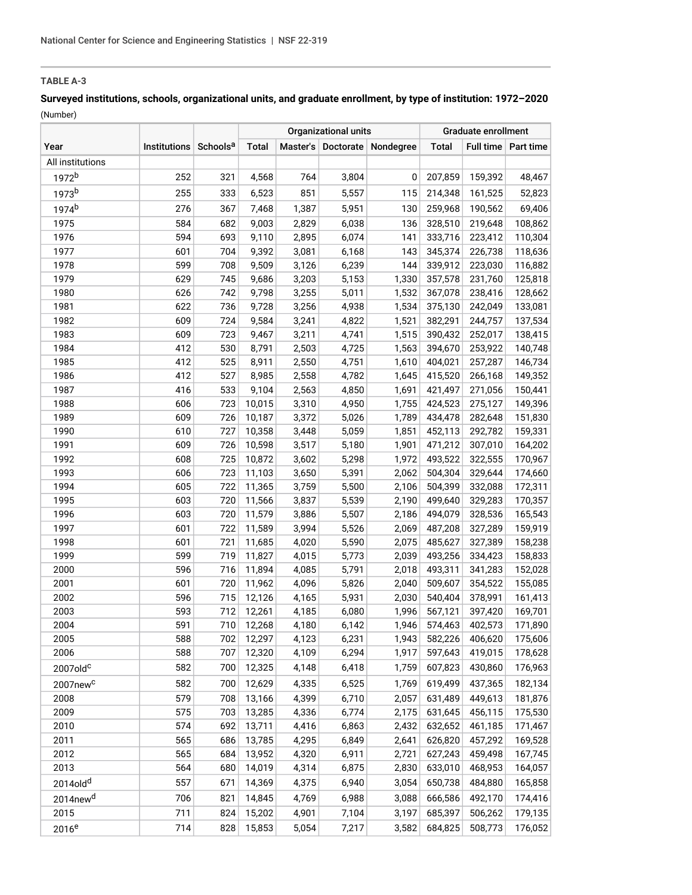**TABLE A-3**

**Surveyed institutions, schools, organizational units, and graduate enrollment, by type of institution: 1972–2020**

(Number)

| Year | Institutions | Schools[a] | Organizational units | | | | Graduate enrollment | | |
|---|---|---|---|---|---|---|---|---|---|
| | | | Total | Master's | Doctorate | Nondegree | Total | Full time | Part time |
| All institutions | | | | | | | | | |
| 1972[b] | 252 | 321 | 4,568 | 764 | 3,804 | 0 | 207,859 | 159,392 | 48,467 |
| 1973[b] | 255 | 333 | 6,523 | 851 | 5,557 | 115 | 214,348 | 161,525 | 52,823 |
| 1974[b] | 276 | 367 | 7,468 | 1,387 | 5,951 | 130 | 259,968 | 190,562 | 69,406 |
| 1975 | 584 | 682 | 9,003 | 2,829 | 6,038 | 136 | 328,510 | 219,648 | 108,862 |
| 1976 | 594 | 693 | 9,110 | 2,895 | 6,074 | 141 | 333,716 | 223,412 | 110,304 |
| 1977 | 601 | 704 | 9,392 | 3,081 | 6,168 | 143 | 345,374 | 226,738 | 118,636 |
| 1978 | 599 | 708 | 9,509 | 3,126 | 6,239 | 144 | 339,912 | 223,030 | 116,882 |
| 1979 | 629 | 745 | 9,686 | 3,203 | 5,153 | 1,330 | 357,578 | 231,760 | 125,818 |
| 1980 | 626 | 742 | 9,798 | 3,255 | 5,011 | 1,532 | 367,078 | 238,416 | 128,662 |
| 1981 | 622 | 736 | 9,728 | 3,256 | 4,938 | 1,534 | 375,130 | 242,049 | 133,081 |
| 1982 | 609 | 724 | 9,584 | 3,241 | 4,822 | 1,521 | 382,291 | 244,757 | 137,534 |
| 1983 | 609 | 723 | 9,467 | 3,211 | 4,741 | 1,515 | 390,432 | 252,017 | 138,415 |
| 1984 | 412 | 530 | 8,791 | 2,503 | 4,725 | 1,563 | 394,670 | 253,922 | 140,748 |
| 1985 | 412 | 525 | 8,911 | 2,550 | 4,751 | 1,610 | 404,021 | 257,287 | 146,734 |
| 1986 | 412 | 527 | 8,985 | 2,558 | 4,782 | 1,645 | 415,520 | 266,168 | 149,352 |
| 1987 | 416 | 533 | 9,104 | 2,563 | 4,850 | 1,691 | 421,497 | 271,056 | 150,441 |
| 1988 | 606 | 723 | 10,015 | 3,310 | 4,950 | 1,755 | 424,523 | 275,127 | 149,396 |
| 1989 | 609 | 726 | 10,187 | 3,372 | 5,026 | 1,789 | 434,478 | 282,648 | 151,830 |
| 1990 | 610 | 727 | 10,358 | 3,448 | 5,059 | 1,851 | 452,113 | 292,782 | 159,331 |
| 1991 | 609 | 726 | 10,598 | 3,517 | 5,180 | 1,901 | 471,212 | 307,010 | 164,202 |
| 1992 | 608 | 725 | 10,872 | 3,602 | 5,298 | 1,972 | 493,522 | 322,555 | 170,967 |
| 1993 | 606 | 723 | 11,103 | 3,650 | 5,391 | 2,062 | 504,304 | 329,644 | 174,660 |
| 1994 | 605 | 722 | 11,365 | 3,759 | 5,500 | 2,106 | 504,399 | 332,088 | 172,311 |
| 1995 | 603 | 720 | 11,566 | 3,837 | 5,539 | 2,190 | 499,640 | 329,283 | 170,357 |
| 1996 | 603 | 720 | 11,579 | 3,886 | 5,507 | 2,186 | 494,079 | 328,536 | 165,543 |
| 1997 | 601 | 722 | 11,589 | 3,994 | 5,526 | 2,069 | 487,208 | 327,289 | 159,919 |
| 1998 | 601 | 721 | 11,685 | 4,020 | 5,590 | 2,075 | 485,627 | 327,389 | 158,238 |
| 1999 | 599 | 719 | 11,827 | 4,015 | 5,773 | 2,039 | 493,256 | 334,423 | 158,833 |
| 2000 | 596 | 716 | 11,894 | 4,085 | 5,791 | 2,018 | 493,311 | 341,283 | 152,028 |
| 2001 | 601 | 720 | 11,962 | 4,096 | 5,826 | 2,040 | 509,607 | 354,522 | 155,085 |
| 2002 | 596 | 715 | 12,126 | 4,165 | 5,931 | 2,030 | 540,404 | 378,991 | 161,413 |
| 2003 | 593 | 712 | 12,261 | 4,185 | 6,080 | 1,996 | 567,121 | 397,420 | 169,701 |
| 2004 | 591 | 710 | 12,268 | 4,180 | 6,142 | 1,946 | 574,463 | 402,573 | 171,890 |
| 2005 | 588 | 702 | 12,297 | 4,123 | 6,231 | 1,943 | 582,226 | 406,620 | 175,606 |
| 2006 | 588 | 707 | 12,320 | 4,109 | 6,294 | 1,917 | 597,643 | 419,015 | 178,628 |
| 2007old[c] | 582 | 700 | 12,325 | 4,148 | 6,418 | 1,759 | 607,823 | 430,860 | 176,963 |
| 2007new[c] | 582 | 700 | 12,629 | 4,335 | 6,525 | 1,769 | 619,499 | 437,365 | 182,134 |
| 2008 | 579 | 708 | 13,166 | 4,399 | 6,710 | 2,057 | 631,489 | 449,613 | 181,876 |
| 2009 | 575 | 703 | 13,285 | 4,336 | 6,774 | 2,175 | 631,645 | 456,115 | 175,530 |
| 2010 | 574 | 692 | 13,711 | 4,416 | 6,863 | 2,432 | 632,652 | 461,185 | 171,467 |
| 2011 | 565 | 686 | 13,785 | 4,295 | 6,849 | 2,641 | 626,820 | 457,292 | 169,528 |
| 2012 | 565 | 684 | 13,952 | 4,320 | 6,911 | 2,721 | 627,243 | 459,498 | 167,745 |
| 2013 | 564 | 680 | 14,019 | 4,314 | 6,875 | 2,830 | 633,010 | 468,953 | 164,057 |
| 2014old[d] | 557 | 671 | 14,369 | 4,375 | 6,940 | 3,054 | 650,738 | 484,880 | 165,858 |
| 2014new[d] | 706 | 821 | 14,845 | 4,769 | 6,988 | 3,088 | 666,586 | 492,170 | 174,416 |
| 2015 | 711 | 824 | 15,202 | 4,901 | 7,104 | 3,197 | 685,397 | 506,262 | 179,135 |
| 2016[e] | 714 | 828 | 15,853 | 5,054 | 7,217 | 3,582 | 684,825 | 508,773 | 176,052 |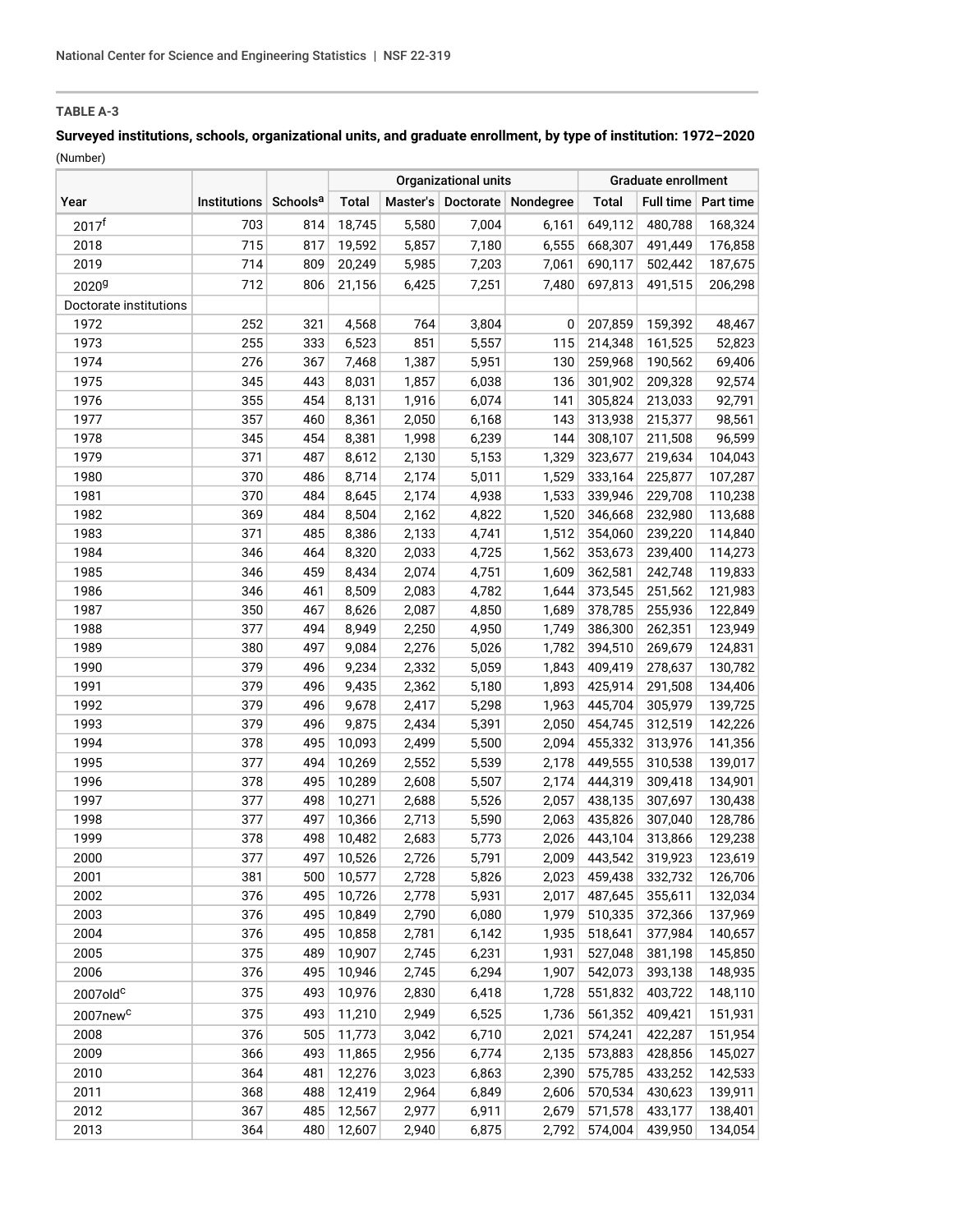**TABLE A-3**

**Surveyed institutions, schools, organizational units, and graduate enrollment, by type of institution: 1972–2020**

(Number)

| Year | Institutions | Schools[a] | Organizational units | | | | Graduate enrollment | | |
|---|---|---|---|---|---|---|---|---|---|
| | | | Total | Master's | Doctorate | Nondegree | Total | Full time | Part time |
| 2017[f] | 703 | 814 | 18,745 | 5,580 | 7,004 | 6,161 | 649,112 | 480,788 | 168,324 |
| 2018 | 715 | 817 | 19,592 | 5,857 | 7,180 | 6,555 | 668,307 | 491,449 | 176,858 |
| 2019 | 714 | 809 | 20,249 | 5,985 | 7,203 | 7,061 | 690,117 | 502,442 | 187,675 |
| 2020[g] | 712 | 806 | 21,156 | 6,425 | 7,251 | 7,480 | 697,813 | 491,515 | 206,298 |
| Doctorate institutions | | | | | | | | | |
| 1972 | 252 | 321 | 4,568 | 764 | 3,804 | 0 | 207,859 | 159,392 | 48,467 |
| 1973 | 255 | 333 | 6,523 | 851 | 5,557 | 115 | 214,348 | 161,525 | 52,823 |
| 1974 | 276 | 367 | 7,468 | 1,387 | 5,951 | 130 | 259,968 | 190,562 | 69,406 |
| 1975 | 345 | 443 | 8,031 | 1,857 | 6,038 | 136 | 301,902 | 209,328 | 92,574 |
| 1976 | 355 | 454 | 8,131 | 1,916 | 6,074 | 141 | 305,824 | 213,033 | 92,791 |
| 1977 | 357 | 460 | 8,361 | 2,050 | 6,168 | 143 | 313,938 | 215,377 | 98,561 |
| 1978 | 345 | 454 | 8,381 | 1,998 | 6,239 | 144 | 308,107 | 211,508 | 96,599 |
| 1979 | 371 | 487 | 8,612 | 2,130 | 5,153 | 1,329 | 323,677 | 219,634 | 104,043 |
| 1980 | 370 | 486 | 8,714 | 2,174 | 5,011 | 1,529 | 333,164 | 225,877 | 107,287 |
| 1981 | 370 | 484 | 8,645 | 2,174 | 4,938 | 1,533 | 339,946 | 229,708 | 110,238 |
| 1982 | 369 | 484 | 8,504 | 2,162 | 4,822 | 1,520 | 346,668 | 232,980 | 113,688 |
| 1983 | 371 | 485 | 8,386 | 2,133 | 4,741 | 1,512 | 354,060 | 239,220 | 114,840 |
| 1984 | 346 | 464 | 8,320 | 2,033 | 4,725 | 1,562 | 353,673 | 239,400 | 114,273 |
| 1985 | 346 | 459 | 8,434 | 2,074 | 4,751 | 1,609 | 362,581 | 242,748 | 119,833 |
| 1986 | 346 | 461 | 8,509 | 2,083 | 4,782 | 1,644 | 373,545 | 251,562 | 121,983 |
| 1987 | 350 | 467 | 8,626 | 2,087 | 4,850 | 1,689 | 378,785 | 255,936 | 122,849 |
| 1988 | 377 | 494 | 8,949 | 2,250 | 4,950 | 1,749 | 386,300 | 262,351 | 123,949 |
| 1989 | 380 | 497 | 9,084 | 2,276 | 5,026 | 1,782 | 394,510 | 269,679 | 124,831 |
| 1990 | 379 | 496 | 9,234 | 2,332 | 5,059 | 1,843 | 409,419 | 278,637 | 130,782 |
| 1991 | 379 | 496 | 9,435 | 2,362 | 5,180 | 1,893 | 425,914 | 291,508 | 134,406 |
| 1992 | 379 | 496 | 9,678 | 2,417 | 5,298 | 1,963 | 445,704 | 305,979 | 139,725 |
| 1993 | 379 | 496 | 9,875 | 2,434 | 5,391 | 2,050 | 454,745 | 312,519 | 142,226 |
| 1994 | 378 | 495 | 10,093 | 2,499 | 5,500 | 2,094 | 455,332 | 313,976 | 141,356 |
| 1995 | 377 | 494 | 10,269 | 2,552 | 5,539 | 2,178 | 449,555 | 310,538 | 139,017 |
| 1996 | 378 | 495 | 10,289 | 2,608 | 5,507 | 2,174 | 444,319 | 309,418 | 134,901 |
| 1997 | 377 | 498 | 10,271 | 2,688 | 5,526 | 2,057 | 438,135 | 307,697 | 130,438 |
| 1998 | 377 | 497 | 10,366 | 2,713 | 5,590 | 2,063 | 435,826 | 307,040 | 128,786 |
| 1999 | 378 | 498 | 10,482 | 2,683 | 5,773 | 2,026 | 443,104 | 313,866 | 129,238 |
| 2000 | 377 | 497 | 10,526 | 2,726 | 5,791 | 2,009 | 443,542 | 319,923 | 123,619 |
| 2001 | 381 | 500 | 10,577 | 2,728 | 5,826 | 2,023 | 459,438 | 332,732 | 126,706 |
| 2002 | 376 | 495 | 10,726 | 2,778 | 5,931 | 2,017 | 487,645 | 355,611 | 132,034 |
| 2003 | 376 | 495 | 10,849 | 2,790 | 6,080 | 1,979 | 510,335 | 372,366 | 137,969 |
| 2004 | 376 | 495 | 10,858 | 2,781 | 6,142 | 1,935 | 518,641 | 377,984 | 140,657 |
| 2005 | 375 | 489 | 10,907 | 2,745 | 6,231 | 1,931 | 527,048 | 381,198 | 145,850 |
| 2006 | 376 | 495 | 10,946 | 2,745 | 6,294 | 1,907 | 542,073 | 393,138 | 148,935 |
| 2007old[c] | 375 | 493 | 10,976 | 2,830 | 6,418 | 1,728 | 551,832 | 403,722 | 148,110 |
| 2007new[c] | 375 | 493 | 11,210 | 2,949 | 6,525 | 1,736 | 561,352 | 409,421 | 151,931 |
| 2008 | 376 | 505 | 11,773 | 3,042 | 6,710 | 2,021 | 574,241 | 422,287 | 151,954 |
| 2009 | 366 | 493 | 11,865 | 2,956 | 6,774 | 2,135 | 573,883 | 428,856 | 145,027 |
| 2010 | 364 | 481 | 12,276 | 3,023 | 6,863 | 2,390 | 575,785 | 433,252 | 142,533 |
| 2011 | 368 | 488 | 12,419 | 2,964 | 6,849 | 2,606 | 570,534 | 430,623 | 139,911 |
| 2012 | 367 | 485 | 12,567 | 2,977 | 6,911 | 2,679 | 571,578 | 433,177 | 138,401 |
| 2013 | 364 | 480 | 12,607 | 2,940 | 6,875 | 2,792 | 574,004 | 439,950 | 134,054 |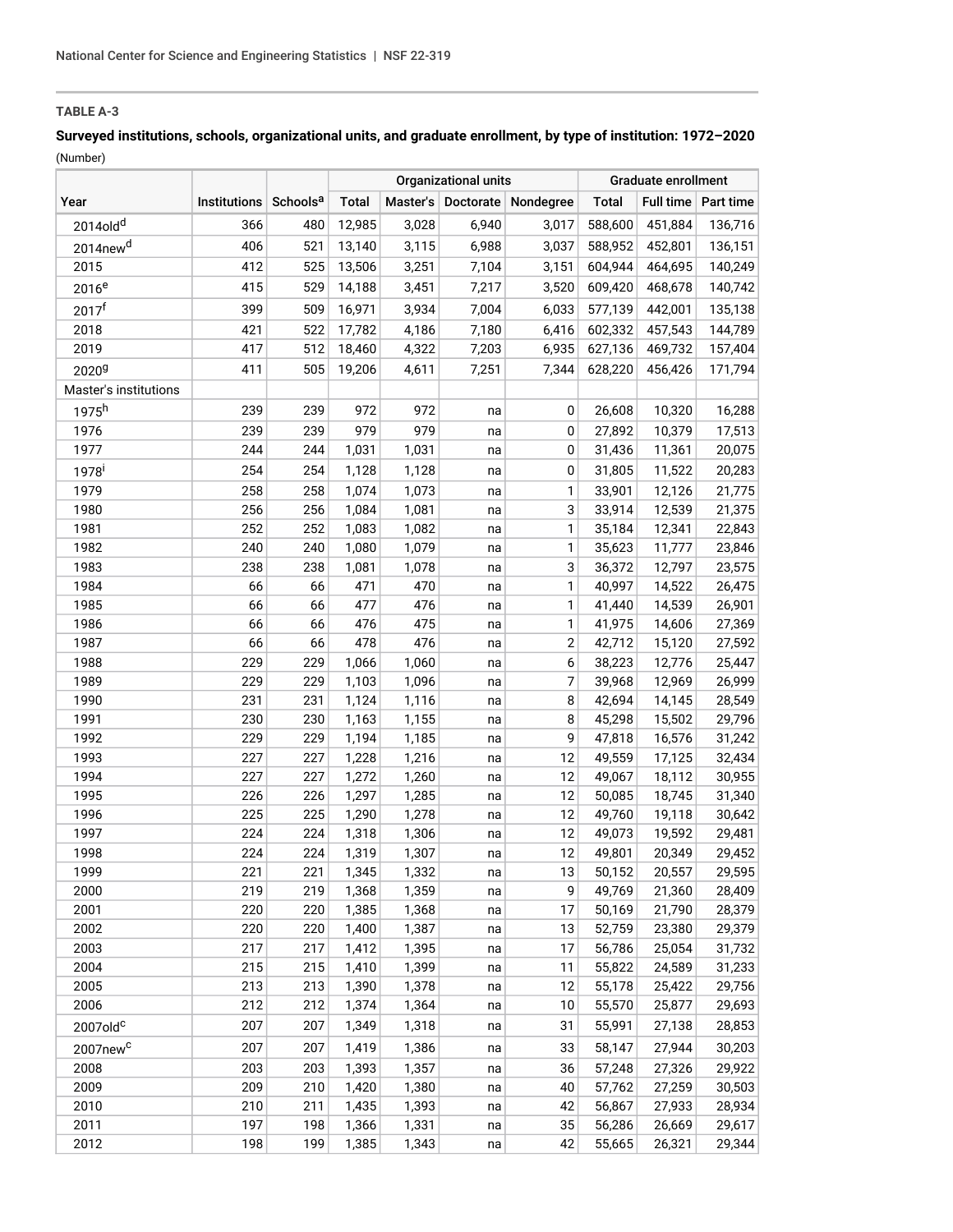**TABLE A-3**

**Surveyed institutions, schools, organizational units, and graduate enrollment, by type of institution: 1972–2020**

(Number)

| Year | Institutions | Schools[a] | Organizational units | | | | Graduate enrollment | | |
|---|---|---|---|---|---|---|---|---|---|
| | | | Total | Master's | Doctorate | Nondegree | Total | Full time | Part time |
| 2014old[d] | 366 | 480 | 12,985 | 3,028 | 6,940 | 3,017 | 588,600 | 451,884 | 136,716 |
| 2014new[d] | 406 | 521 | 13,140 | 3,115 | 6,988 | 3,037 | 588,952 | 452,801 | 136,151 |
| 2015 | 412 | 525 | 13,506 | 3,251 | 7,104 | 3,151 | 604,944 | 464,695 | 140,249 |
| 2016[e] | 415 | 529 | 14,188 | 3,451 | 7,217 | 3,520 | 609,420 | 468,678 | 140,742 |
| 2017[f] | 399 | 509 | 16,971 | 3,934 | 7,004 | 6,033 | 577,139 | 442,001 | 135,138 |
| 2018 | 421 | 522 | 17,782 | 4,186 | 7,180 | 6,416 | 602,332 | 457,543 | 144,789 |
| 2019 | 417 | 512 | 18,460 | 4,322 | 7,203 | 6,935 | 627,136 | 469,732 | 157,404 |
| 2020[g] | 411 | 505 | 19,206 | 4,611 | 7,251 | 7,344 | 628,220 | 456,426 | 171,794 |
| Master's institutions | | | | | | | | | |
| 1975[h] | 239 | 239 | 972 | 972 | na | 0 | 26,608 | 10,320 | 16,288 |
| 1976 | 239 | 239 | 979 | 979 | na | 0 | 27,892 | 10,379 | 17,513 |
| 1977 | 244 | 244 | 1,031 | 1,031 | na | 0 | 31,436 | 11,361 | 20,075 |
| 1978[i] | 254 | 254 | 1,128 | 1,128 | na | 0 | 31,805 | 11,522 | 20,283 |
| 1979 | 258 | 258 | 1,074 | 1,073 | na | 1 | 33,901 | 12,126 | 21,775 |
| 1980 | 256 | 256 | 1,084 | 1,081 | na | 3 | 33,914 | 12,539 | 21,375 |
| 1981 | 252 | 252 | 1,083 | 1,082 | na | 1 | 35,184 | 12,341 | 22,843 |
| 1982 | 240 | 240 | 1,080 | 1,079 | na | 1 | 35,623 | 11,777 | 23,846 |
| 1983 | 238 | 238 | 1,081 | 1,078 | na | 3 | 36,372 | 12,797 | 23,575 |
| 1984 | 66 | 66 | 471 | 470 | na | 1 | 40,997 | 14,522 | 26,475 |
| 1985 | 66 | 66 | 477 | 476 | na | 1 | 41,440 | 14,539 | 26,901 |
| 1986 | 66 | 66 | 476 | 475 | na | 1 | 41,975 | 14,606 | 27,369 |
| 1987 | 66 | 66 | 478 | 476 | na | 2 | 42,712 | 15,120 | 27,592 |
| 1988 | 229 | 229 | 1,066 | 1,060 | na | 6 | 38,223 | 12,776 | 25,447 |
| 1989 | 229 | 229 | 1,103 | 1,096 | na | 7 | 39,968 | 12,969 | 26,999 |
| 1990 | 231 | 231 | 1,124 | 1,116 | na | 8 | 42,694 | 14,145 | 28,549 |
| 1991 | 230 | 230 | 1,163 | 1,155 | na | 8 | 45,298 | 15,502 | 29,796 |
| 1992 | 229 | 229 | 1,194 | 1,185 | na | 9 | 47,818 | 16,576 | 31,242 |
| 1993 | 227 | 227 | 1,228 | 1,216 | na | 12 | 49,559 | 17,125 | 32,434 |
| 1994 | 227 | 227 | 1,272 | 1,260 | na | 12 | 49,067 | 18,112 | 30,955 |
| 1995 | 226 | 226 | 1,297 | 1,285 | na | 12 | 50,085 | 18,745 | 31,340 |
| 1996 | 225 | 225 | 1,290 | 1,278 | na | 12 | 49,760 | 19,118 | 30,642 |
| 1997 | 224 | 224 | 1,318 | 1,306 | na | 12 | 49,073 | 19,592 | 29,481 |
| 1998 | 224 | 224 | 1,319 | 1,307 | na | 12 | 49,801 | 20,349 | 29,452 |
| 1999 | 221 | 221 | 1,345 | 1,332 | na | 13 | 50,152 | 20,557 | 29,595 |
| 2000 | 219 | 219 | 1,368 | 1,359 | na | 9 | 49,769 | 21,360 | 28,409 |
| 2001 | 220 | 220 | 1,385 | 1,368 | na | 17 | 50,169 | 21,790 | 28,379 |
| 2002 | 220 | 220 | 1,400 | 1,387 | na | 13 | 52,759 | 23,380 | 29,379 |
| 2003 | 217 | 217 | 1,412 | 1,395 | na | 17 | 56,786 | 25,054 | 31,732 |
| 2004 | 215 | 215 | 1,410 | 1,399 | na | 11 | 55,822 | 24,589 | 31,233 |
| 2005 | 213 | 213 | 1,390 | 1,378 | na | 12 | 55,178 | 25,422 | 29,756 |
| 2006 | 212 | 212 | 1,374 | 1,364 | na | 10 | 55,570 | 25,877 | 29,693 |
| 2007old[c] | 207 | 207 | 1,349 | 1,318 | na | 31 | 55,991 | 27,138 | 28,853 |
| 2007new[c] | 207 | 207 | 1,419 | 1,386 | na | 33 | 58,147 | 27,944 | 30,203 |
| 2008 | 203 | 203 | 1,393 | 1,357 | na | 36 | 57,248 | 27,326 | 29,922 |
| 2009 | 209 | 210 | 1,420 | 1,380 | na | 40 | 57,762 | 27,259 | 30,503 |
| 2010 | 210 | 211 | 1,435 | 1,393 | na | 42 | 56,867 | 27,933 | 28,934 |
| 2011 | 197 | 198 | 1,366 | 1,331 | na | 35 | 56,286 | 26,669 | 29,617 |
| 2012 | 198 | 199 | 1,385 | 1,343 | na | 42 | 55,665 | 26,321 | 29,344 |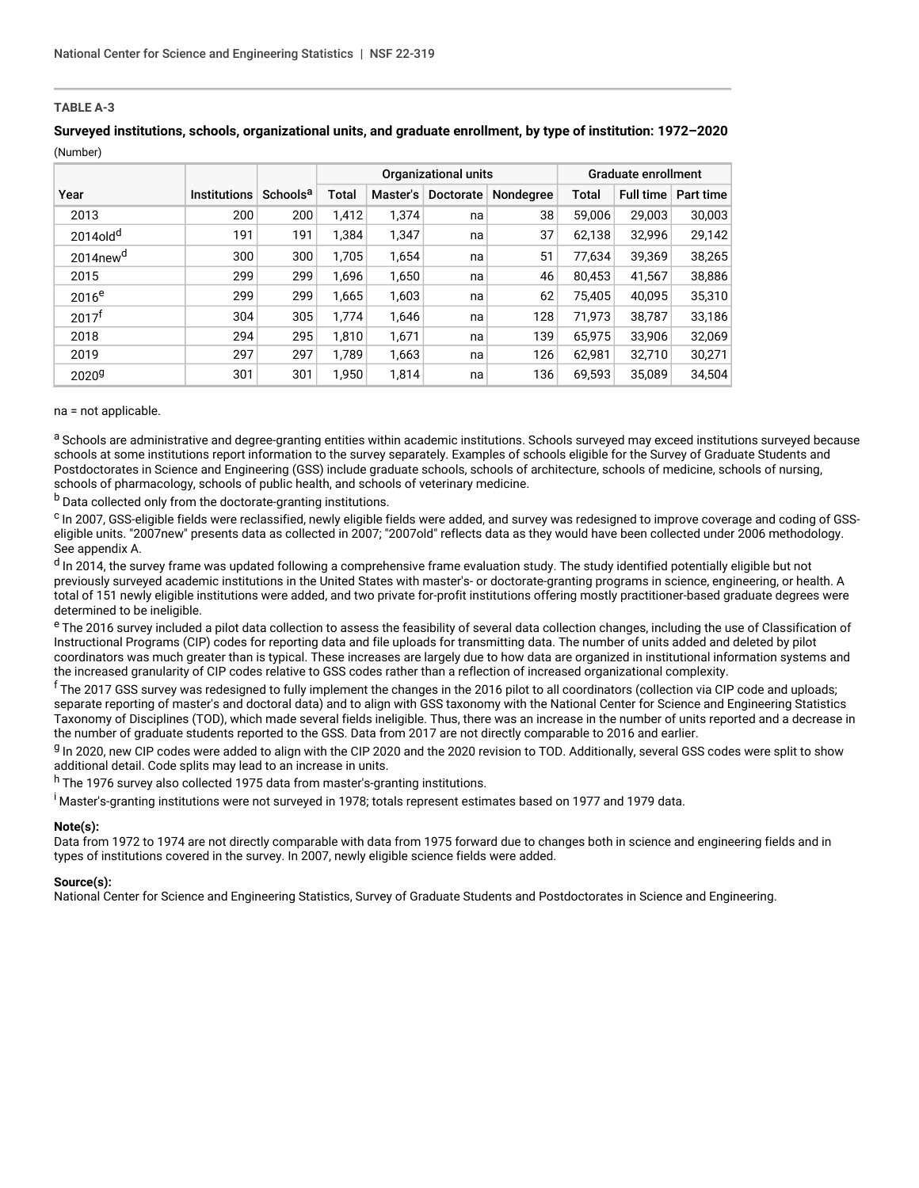**TABLE A-3**

**Surveyed institutions, schools, organizational units, and graduate enrollment, by type of institution: 1972–2020**

(Number)

| Year | Institutions | Schools[a] | Organizational units | | | | Graduate enrollment | | |
|---|---|---|---|---|---|---|---|---|---|
| | | | Total | Master's | Doctorate | Nondegree | Total | Full time | Part time |
| 2013 | 200 | 200 | 1,412 | 1,374 | na | 38 | 59,006 | 29,003 | 30,003 |
| 2014old[d] | 191 | 191 | 1,384 | 1,347 | na | 37 | 62,138 | 32,996 | 29,142 |
| 2014new[d] | 300 | 300 | 1,705 | 1,654 | na | 51 | 77,634 | 39,369 | 38,265 |
| 2015 | 299 | 299 | 1,696 | 1,650 | na | 46 | 80,453 | 41,567 | 38,886 |
| 2016[e] | 299 | 299 | 1,665 | 1,603 | na | 62 | 75,405 | 40,095 | 35,310 |
| 2017[f] | 304 | 305 | 1,774 | 1,646 | na | 128 | 71,973 | 38,787 | 33,186 |
| 2018 | 294 | 295 | 1,810 | 1,671 | na | 139 | 65,975 | 33,906 | 32,069 |
| 2019 | 297 | 297 | 1,789 | 1,663 | na | 126 | 62,981 | 32,710 | 30,271 |
| 2020[g] | 301 | 301 | 1,950 | 1,814 | na | 136 | 69,593 | 35,089 | 34,504 |

na = not applicable.

[a] Schools are administrative and degree-granting entities within academic institutions. Schools surveyed may exceed institutions surveyed because schools at some institutions report information to the survey separately. Examples of schools eligible for the Survey of Graduate Students and Postdoctorates in Science and Engineering (GSS) include graduate schools, schools of architecture, schools of medicine, schools of nursing, schools of pharmacology, schools of public health, and schools of veterinary medicine.

[b] Data collected only from the doctorate-granting institutions.

[c] In 2007, GSS-eligible fields were reclassified, newly eligible fields were added, and survey was redesigned to improve coverage and coding of GSS-eligible units. "2007new" presents data as collected in 2007; "2007old" reflects data as they would have been collected under 2006 methodology. See appendix A.

[d] In 2014, the survey frame was updated following a comprehensive frame evaluation study. The study identified potentially eligible but not previously surveyed academic institutions in the United States with master's- or doctorate-granting programs in science, engineering, or health. A total of 151 newly eligible institutions were added, and two private for-profit institutions offering mostly practitioner-based graduate degrees were determined to be ineligible.

[e] The 2016 survey included a pilot data collection to assess the feasibility of several data collection changes, including the use of Classification of Instructional Programs (CIP) codes for reporting data and file uploads for transmitting data. The number of units added and deleted by pilot coordinators was much greater than is typical. These increases are largely due to how data are organized in institutional information systems and the increased granularity of CIP codes relative to GSS codes rather than a reflection of increased organizational complexity.

[f] The 2017 GSS survey was redesigned to fully implement the changes in the 2016 pilot to all coordinators (collection via CIP code and uploads; separate reporting of master's and doctoral data) and to align with GSS taxonomy with the National Center for Science and Engineering Statistics Taxonomy of Disciplines (TOD), which made several fields ineligible. Thus, there was an increase in the number of units reported and a decrease in the number of graduate students reported to the GSS. Data from 2017 are not directly comparable to 2016 and earlier.

[g] In 2020, new CIP codes were added to align with the CIP 2020 and the 2020 revision to TOD. Additionally, several GSS codes were split to show additional detail. Code splits may lead to an increase in units.

[h] The 1976 survey also collected 1975 data from master's-granting institutions.

[i] Master's-granting institutions were not surveyed in 1978; totals represent estimates based on 1977 and 1979 data.

**Note(s):**

Data from 1972 to 1974 are not directly comparable with data from 1975 forward due to changes both in science and engineering fields and in types of institutions covered in the survey. In 2007, newly eligible science fields were added.

**Source(s):**

National Center for Science and Engineering Statistics, Survey of Graduate Students and Postdoctorates in Science and Engineering.